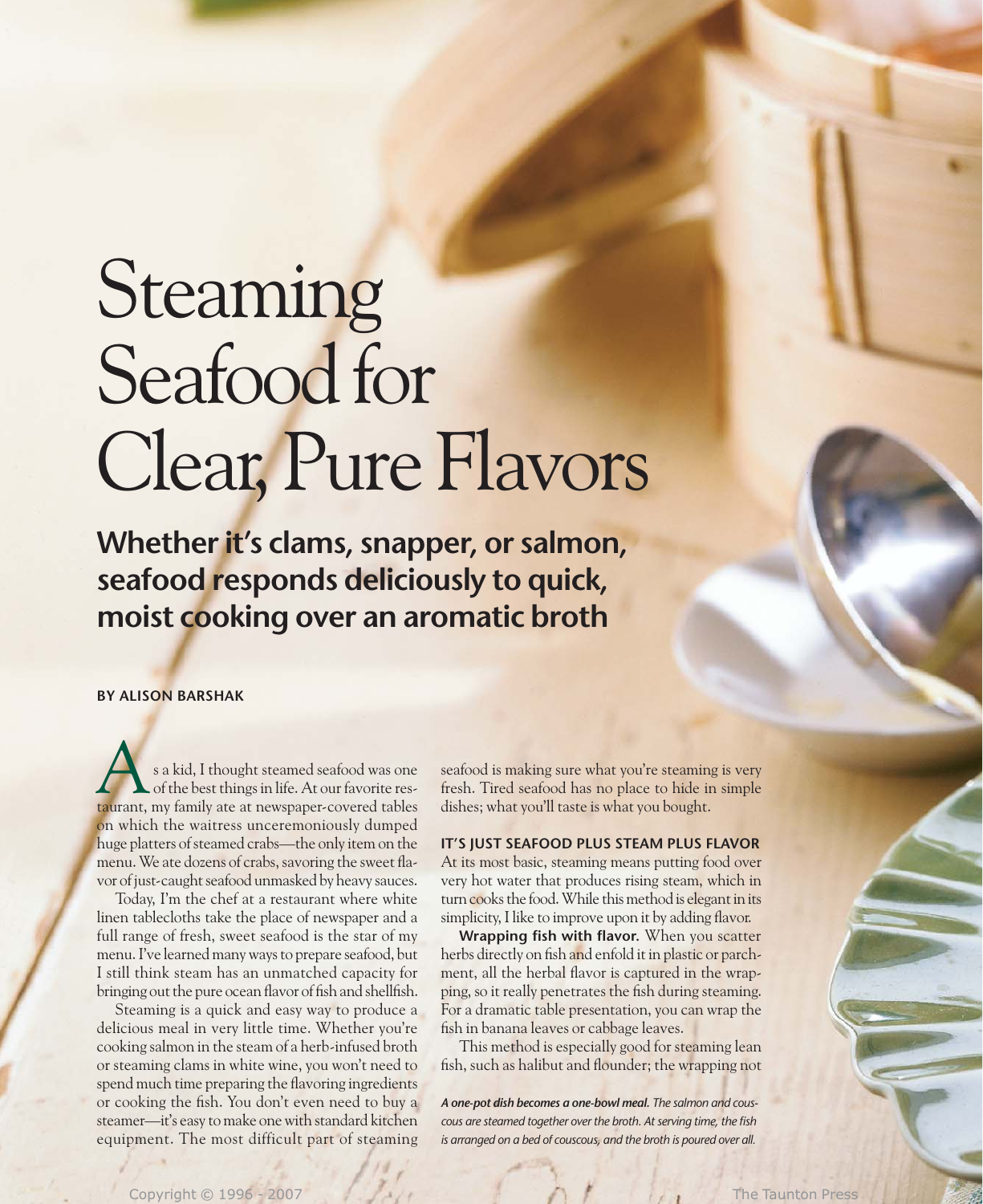# Steaming Seafood for Clear, Pure Flavors

**Whether it's clams, snapper, or salmon, seafood responds deliciously to quick, moist cooking over an aromatic broth**

**BY ALISON BARSHAK**

As a kid, I thought steamed seafood was one of the best things in life. At our favorite restaurant, my family ate at newspaper-covered tables on which the waitress unceremoniously dumped huge platters of steamed crabs—the only item on the menu. We ate dozens of crabs, savoring the sweet flavor of just-caught seafood unmasked by heavy sauces.

Today, I'm the chef at a restaurant where white linen tablecloths take the place of newspaper and a full range of fresh, sweet seafood is the star of my menu. I've learned many ways to prepare seafood, but I still think steam has an unmatched capacity for bringing out the pure ocean flavor of fish and shellfish.

Steaming is a quick and easy way to produce a delicious meal in very little time. Whether you're cooking salmon in the steam of a herb-infused broth or steaming clams in white wine, you won't need to spend much time preparing the flavoring ingredients or cooking the fish. You don't even need to buy a steamer—it's easy to make one with standard kitchen equipment. The most difficult part of steaming seafood is making sure what you're steaming is very fresh. Tired seafood has no place to hide in simple dishes; what you'll taste is what you bought.

## IT'S JUST SEAFOOD PLUS STEAM PLUS FLAVOR

At its most basic, steaming means putting food over very hot water that produces rising steam, which in turn cooks the food. While this method is elegant in its simplicity, I like to improve upon it by adding flavor.

**Wrapping fish with flavor.** When you scatter herbs directly on fish and enfold it in plastic or parchment, all the herbal flavor is captured in the wrapping, so it really penetrates the fish during steaming. For a dramatic table presentation, you can wrap the fish in banana leaves or cabbage leaves.

This method is especially good for steaming lean fish, such as halibut and flounder; the wrapping not

***A one-pot dish becomes a one-bowl meal.*** *The salmon and couscous are steamed together over the broth. At serving time, the fish is arranged on a bed of couscous, and the broth is poured over all.*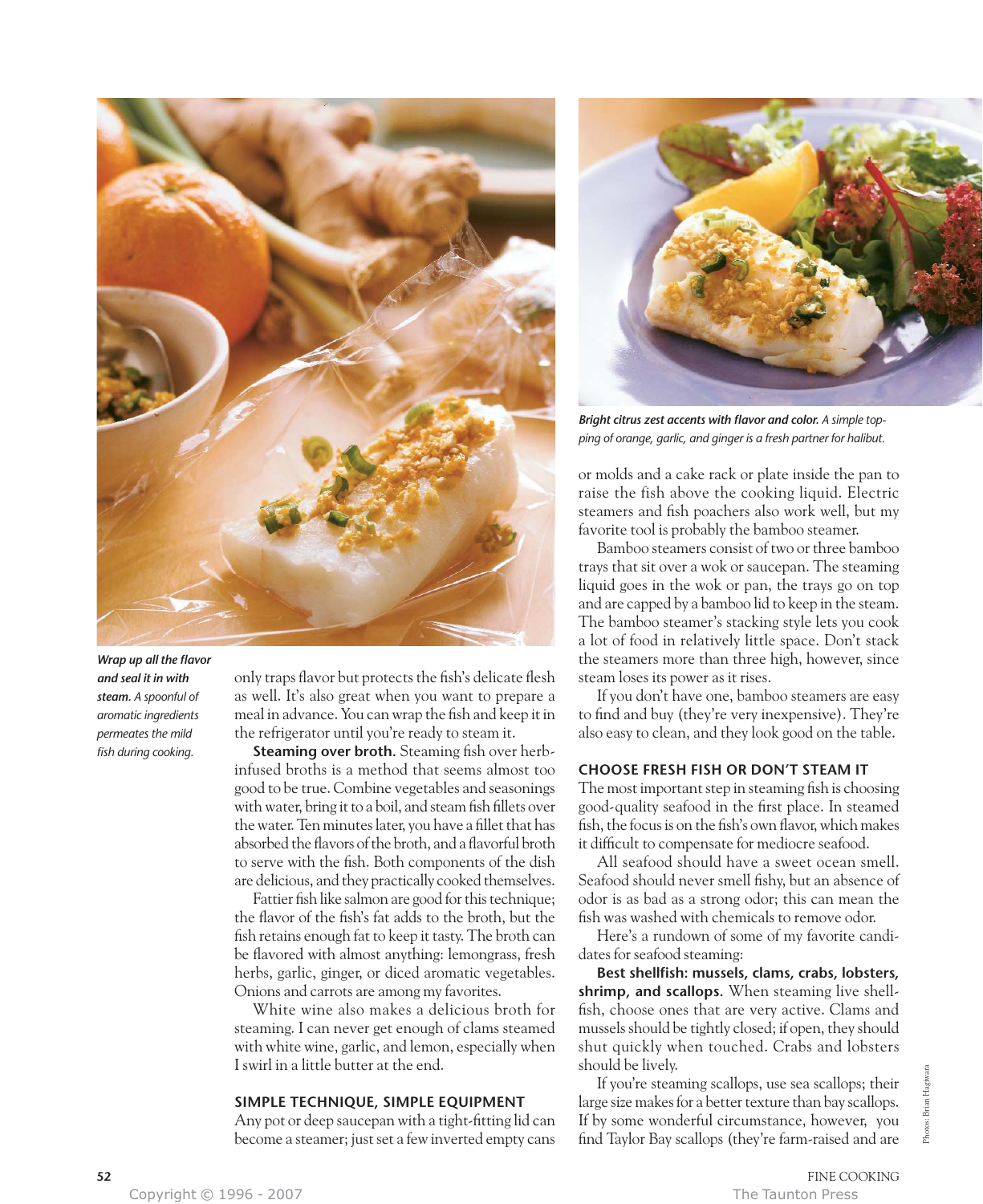***Wrap up all the flavor and seal it in with steam.*** *A spoonful of aromatic ingredients permeates the mild fish during cooking.*

only traps flavor but protects the fish's delicate flesh as well. It's also great when you want to prepare a meal in advance. You can wrap the fish and keep it in the refrigerator until you're ready to steam it.

**Steaming over broth.** Steaming fish over herb-infused broths is a method that seems almost too good to be true. Combine vegetables and seasonings with water, bring it to a boil, and steam fish fillets over the water. Ten minutes later, you have a fillet that has absorbed the flavors of the broth, and a flavorful broth to serve with the fish. Both components of the dish are delicious, and they practically cooked themselves.

Fattier fish like salmon are good for this technique; the flavor of the fish's fat adds to the broth, but the fish retains enough fat to keep it tasty. The broth can be flavored with almost anything: lemongrass, fresh herbs, garlic, ginger, or diced aromatic vegetables. Onions and carrots are among my favorites.

White wine also makes a delicious broth for steaming. I can never get enough of clams steamed with white wine, garlic, and lemon, especially when I swirl in a little butter at the end.

## SIMPLE TECHNIQUE, SIMPLE EQUIPMENT

Any pot or deep saucepan with a tight-fitting lid can become a steamer; just set a few inverted empty cans or molds and a cake rack or plate inside the pan to raise the fish above the cooking liquid. Electric steamers and fish poachers also work well, but my favorite tool is probably the bamboo steamer.

Bamboo steamers consist of two or three bamboo trays that sit over a wok or saucepan. The steaming liquid goes in the wok or pan, the trays go on top and are capped by a bamboo lid to keep in the steam. The bamboo steamer's stacking style lets you cook a lot of food in relatively little space. Don't stack the steamers more than three high, however, since steam loses its power as it rises.

If you don't have one, bamboo steamers are easy to find and buy (they're very inexpensive). They're also easy to clean, and they look good on the table.

***Bright citrus zest accents with flavor and color.*** *A simple topping of orange, garlic, and ginger is a fresh partner for halibut.*

## CHOOSE FRESH FISH OR DON'T STEAM IT

The most important step in steaming fish is choosing good-quality seafood in the first place. In steamed fish, the focus is on the fish's own flavor, which makes it difficult to compensate for mediocre seafood.

All seafood should have a sweet ocean smell. Seafood should never smell fishy, but an absence of odor is as bad as a strong odor; this can mean the fish was washed with chemicals to remove odor.

Here's a rundown of some of my favorite candidates for seafood steaming:

**Best shellfish: mussels, clams, crabs, lobsters, shrimp, and scallops.** When steaming live shellfish, choose ones that are very active. Clams and mussels should be tightly closed; if open, they should shut quickly when touched. Crabs and lobsters should be lively.

If you're steaming scallops, use sea scallops; their large size makes for a better texture than bay scallops. If by some wonderful circumstance, however, you find Taylor Bay scallops (they're farm-raised and are

Photos: Brian Hagiwara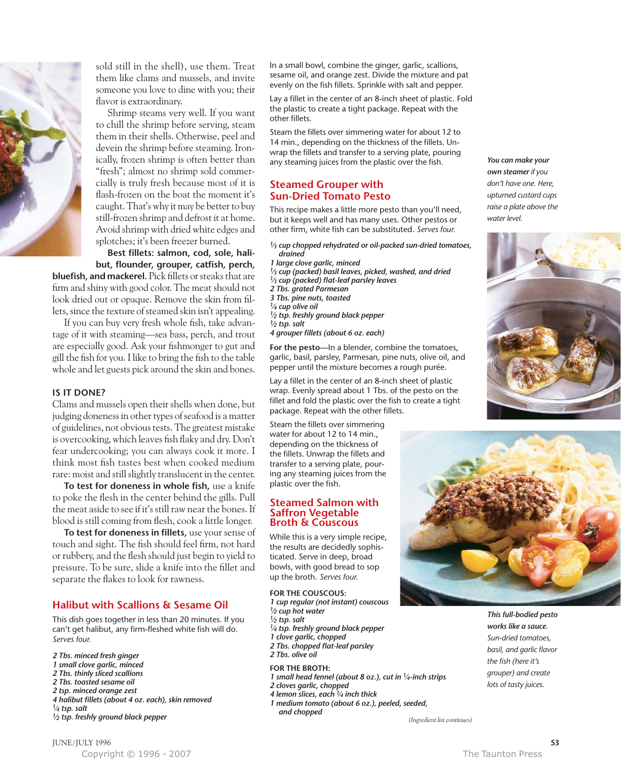sold still in the shell), use them. Treat them like clams and mussels, and invite someone you love to dine with you; their flavor is extraordinary.

Shrimp steams very well. If you want to chill the shrimp before serving, steam them in their shells. Otherwise, peel and devein the shrimp before steaming. Ironically, frozen shrimp is often better than "fresh"; almost no shrimp sold commercially is truly fresh because most of it is flash-frozen on the boat the moment it's caught. That's why it may be better to buy still-frozen shrimp and defrost it at home. Avoid shrimp with dried white edges and splotches; it's been freezer burned.

**Best fillets: salmon, cod, sole, halibut, flounder, grouper, catfish, perch, bluefish, and mackerel.** Pick fillets or steaks that are firm and shiny with good color. The meat should not look dried out or opaque. Remove the skin from fillets, since the texture of steamed skin isn't appealing.

If you can buy very fresh whole fish, take advantage of it with steaming—sea bass, perch, and trout are especially good. Ask your fishmonger to gut and gill the fish for you. I like to bring the fish to the table whole and let guests pick around the skin and bones.

### IS IT DONE?

Clams and mussels open their shells when done, but judging doneness in other types of seafood is a matter of guidelines, not obvious tests. The greatest mistake is overcooking, which leaves fish flaky and dry. Don't fear undercooking; you can always cook it more. I think most fish tastes best when cooked medium rare: moist and still slightly translucent in the center.

**To test for doneness in whole fish,** use a knife to poke the flesh in the center behind the gills. Pull the meat aside to see if it's still raw near the bones. If blood is still coming from flesh, cook a little longer.

**To test for doneness in fillets,** use your sense of touch and sight. The fish should feel firm, not hard or rubbery, and the flesh should just begin to yield to pressure. To be sure, slide a knife into the fillet and separate the flakes to look for rawness.

## Halibut with Scallions & Sesame Oil

This dish goes together in less than 20 minutes. If you can't get halibut, any firm-fleshed white fish will do. *Serves four.*

*2 Tbs. minced fresh ginger*
*1 small clove garlic, minced*
*2 Tbs. thinly sliced scallions*
*2 Tbs. toasted sesame oil*
*2 tsp. minced orange zest*
*4 halibut fillets (about 4 oz. each), skin removed*
*¼ tsp. salt*
*½ tsp. freshly ground black pepper*

In a small bowl, combine the ginger, garlic, scallions, sesame oil, and orange zest. Divide the mixture and pat evenly on the fish fillets. Sprinkle with salt and pepper.

Lay a fillet in the center of an 8-inch sheet of plastic. Fold the plastic to create a tight package. Repeat with the other fillets.

Steam the fillets over simmering water for about 12 to 14 min., depending on the thickness of the fillets. Unwrap the fillets and transfer to a serving plate, pouring any steaming juices from the plastic over the fish.

*You can make your own steamer if you don't have one. Here, upturned custard cups raise a plate above the water level.*

## Steamed Grouper with Sun-Dried Tomato Pesto

This recipe makes a little more pesto than you'll need, but it keeps well and has many uses. Other pestos or other firm, white fish can be substituted. *Serves four.*

*⅓ cup chopped rehydrated or oil-packed sun-dried tomatoes, drained*
*1 large clove garlic, minced*
*⅓ cup (packed) basil leaves, picked, washed, and dried*
*⅓ cup (packed) flat-leaf parsley leaves*
*2 Tbs. grated Parmesan*
*3 Tbs. pine nuts, toasted*
*¼ cup olive oil*
*½ tsp. freshly ground black pepper*
*½ tsp. salt*
*4 grouper fillets (about 6 oz. each)*

**For the pesto**—In a blender, combine the tomatoes, garlic, basil, parsley, Parmesan, pine nuts, olive oil, and pepper until the mixture becomes a rough purée.

Lay a fillet in the center of an 8-inch sheet of plastic wrap. Evenly spread about 1 Tbs. of the pesto on the fillet and fold the plastic over the fish to create a tight package. Repeat with the other fillets.

Steam the fillets over simmering water for about 12 to 14 min., depending on the thickness of the fillets. Unwrap the fillets and transfer to a serving plate, pouring any steaming juices from the plastic over the fish.

*This full-bodied pesto works like a sauce. Sun-dried tomatoes, basil, and garlic flavor the fish (here it's grouper) and create lots of tasty juices.*

## Steamed Salmon with Saffron Vegetable Broth & Couscous

While this is a very simple recipe, the results are decidedly sophisticated. Serve in deep, broad bowls, with good bread to sop up the broth. *Serves four.*

**FOR THE COUSCOUS:**
*1 cup regular (not instant) couscous*
*½ cup hot water*
*½ tsp. salt*
*¼ tsp. freshly ground black pepper*
*1 clove garlic, chopped*
*2 Tbs. chopped flat-leaf parsley*
*2 Tbs. olive oil*

**FOR THE BROTH:**
*1 small head fennel (about 8 oz.), cut in ¼-inch strips*
*2 cloves garlic, chopped*
*4 lemon slices, each ¼ inch thick*
*1 medium tomato (about 6 oz.), peeled, seeded, and chopped*

(Ingredient list continues)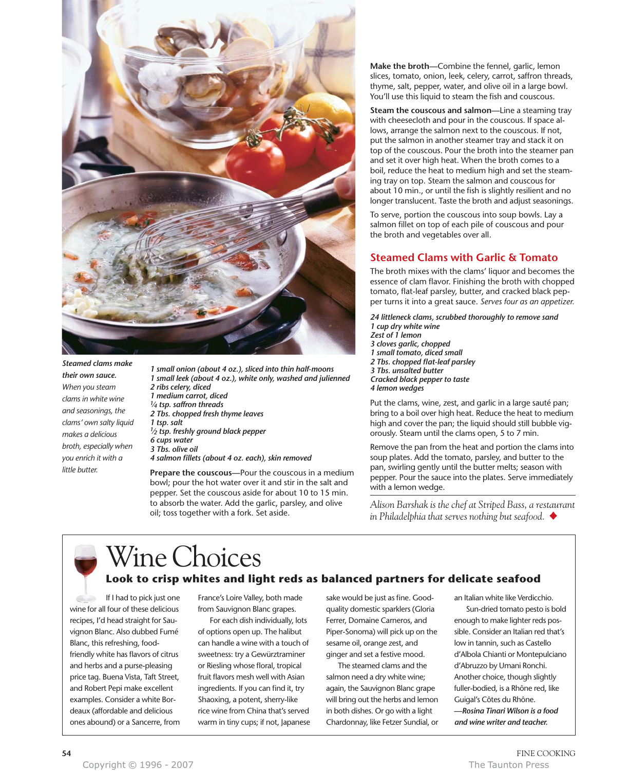*Steamed clams make their own sauce.* When you steam clams in white wine and seasonings, the clams' own salty liquid makes a delicious broth, especially when you enrich it with a little butter.

***1 small onion (about 4 oz.), sliced into thin half-moons***
***1 small leek (about 4 oz.), white only, washed and julienned***
***2 ribs celery, diced***
***1 medium carrot, diced***
***¼ tsp. saffron threads***
***2 Tbs. chopped fresh thyme leaves***
***1 tsp. salt***
***½ tsp. freshly ground black pepper***
***6 cups water***
***3 Tbs. olive oil***
***4 salmon fillets (about 4 oz. each), skin removed***

**Prepare the couscous**—Pour the couscous in a medium bowl; pour the hot water over it and stir in the salt and pepper. Set the couscous aside for about 10 to 15 min. to absorb the water. Add the garlic, parsley, and olive oil; toss together with a fork. Set aside.

**Make the broth**—Combine the fennel, garlic, lemon slices, tomato, onion, leek, celery, carrot, saffron threads, thyme, salt, pepper, water, and olive oil in a large bowl. You'll use this liquid to steam the fish and couscous.

**Steam the couscous and salmon**—Line a steaming tray with cheesecloth and pour in the couscous. If space allows, arrange the salmon next to the couscous. If not, put the salmon in another steamer tray and stack it on top of the couscous. Pour the broth into the steamer pan and set it over high heat. When the broth comes to a boil, reduce the heat to medium high and set the steaming tray on top. Steam the salmon and couscous for about 10 min., or until the fish is slightly resilient and no longer translucent. Taste the broth and adjust seasonings.

To serve, portion the couscous into soup bowls. Lay a salmon fillet on top of each pile of couscous and pour the broth and vegetables over all.

## Steamed Clams with Garlic & Tomato

The broth mixes with the clams' liquor and becomes the essence of clam flavor. Finishing the broth with chopped tomato, flat-leaf parsley, butter, and cracked black pepper turns it into a great sauce. *Serves four as an appetizer.*

***24 littleneck clams, scrubbed thoroughly to remove sand***
***1 cup dry white wine***
***Zest of 1 lemon***
***3 cloves garlic, chopped***
***1 small tomato, diced small***
***2 Tbs. chopped flat-leaf parsley***
***3 Tbs. unsalted butter***
***Cracked black pepper to taste***
***4 lemon wedges***

Put the clams, wine, zest, and garlic in a large sauté pan; bring to a boil over high heat. Reduce the heat to medium high and cover the pan; the liquid should still bubble vigorously. Steam until the clams open, 5 to 7 min.

Remove the pan from the heat and portion the clams into soup plates. Add the tomato, parsley, and butter to the pan, swirling gently until the butter melts; season with pepper. Pour the sauce into the plates. Serve immediately with a lemon wedge.

*Alison Barshak is the chef at Striped Bass, a restaurant in Philadelphia that serves nothing but seafood.* ♦

# Wine Choices

### Look to crisp whites and light reds as balanced partners for delicate seafood

If I had to pick just one wine for all four of these delicious recipes, I'd head straight for Sauvignon Blanc. Also dubbed Fumé Blanc, this refreshing, food-friendly white has flavors of citrus and herbs and a purse-pleasing price tag. Buena Vista, Taft Street, and Robert Pepi make excellent examples. Consider a white Bordeaux (affordable and delicious ones abound) or a Sancerre, from France's Loire Valley, both made from Sauvignon Blanc grapes.

For each dish individually, lots of options open up. The halibut can handle a wine with a touch of sweetness: try a Gewürztraminer or Riesling whose floral, tropical fruit flavors mesh well with Asian ingredients. If you can find it, try Shaoxing, a potent, sherry-like rice wine from China that's served warm in tiny cups; if not, Japanese sake would be just as fine. Good-quality domestic sparklers (Gloria Ferrer, Domaine Carneros, and Piper-Sonoma) will pick up on the sesame oil, orange zest, and ginger and set a festive mood.

The steamed clams and the salmon need a dry white wine; again, the Sauvignon Blanc grape will bring out the herbs and lemon in both dishes. Or go with a light Chardonnay, like Fetzer Sundial, or an Italian white like Verdicchio.

Sun-dried tomato pesto is bold enough to make lighter reds possible. Consider an Italian red that's low in tannin, such as Castello d'Albola Chianti or Montepulciano d'Abruzzo by Umani Ronchi. Another choice, though slightly fuller-bodied, is a Rhône red, like Guigal's Côtes du Rhône.

***—Rosina Tinari Wilson is a food and wine writer and teacher.***